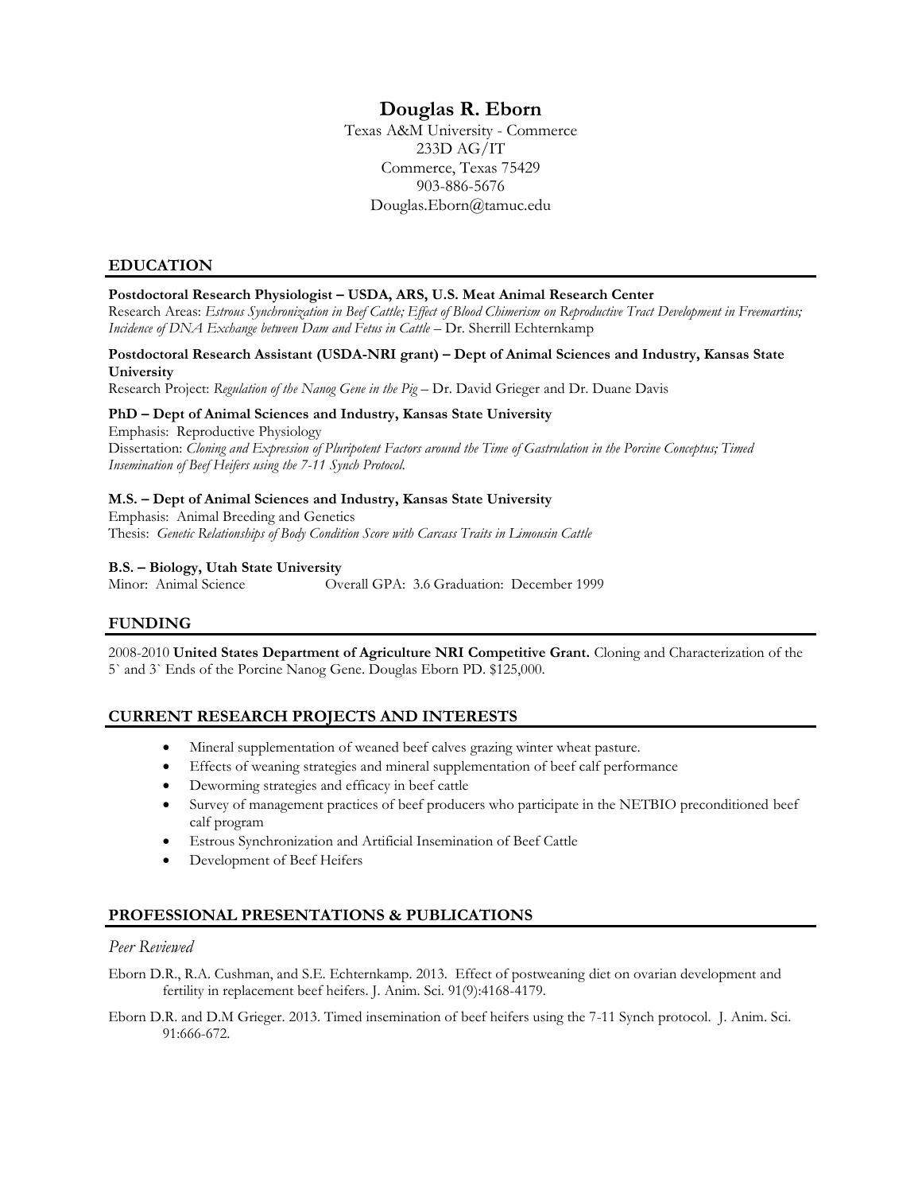# Douglas R. Eborn

Texas A&M University - Commerce
233D AG/IT
Commerce, Texas 75429
903-886-5676
Douglas.Eborn@tamuc.edu

## EDUCATION

**Postdoctoral Research Physiologist – USDA, ARS, U.S. Meat Animal Research Center**
Research Areas: *Estrous Synchronization in Beef Cattle; Effect of Blood Chimerism on Reproductive Tract Development in Freemartins; Incidence of DNA Exchange between Dam and Fetus in Cattle* – Dr. Sherrill Echternkamp

**Postdoctoral Research Assistant (USDA-NRI grant) – Dept of Animal Sciences and Industry, Kansas State University**
Research Project: *Regulation of the Nanog Gene in the Pig* – Dr. David Grieger and Dr. Duane Davis

**PhD – Dept of Animal Sciences and Industry, Kansas State University**
Emphasis: Reproductive Physiology
Dissertation: *Cloning and Expression of Pluripotent Factors around the Time of Gastrulation in the Porcine Conceptus; Timed Insemination of Beef Heifers using the 7-11 Synch Protocol.*

**M.S. – Dept of Animal Sciences and Industry, Kansas State University**
Emphasis: Animal Breeding and Genetics
Thesis: *Genetic Relationships of Body Condition Score with Carcass Traits in Limousin Cattle*

**B.S. – Biology, Utah State University**
Minor: Animal Science Overall GPA: 3.6 Graduation: December 1999

## FUNDING

2008-2010 **United States Department of Agriculture NRI Competitive Grant.** Cloning and Characterization of the 5` and 3` Ends of the Porcine Nanog Gene. Douglas Eborn PD. $125,000.

## CURRENT RESEARCH PROJECTS AND INTERESTS

- Mineral supplementation of weaned beef calves grazing winter wheat pasture.
- Effects of weaning strategies and mineral supplementation of beef calf performance
- Deworming strategies and efficacy in beef cattle
- Survey of management practices of beef producers who participate in the NETBIO preconditioned beef calf program
- Estrous Synchronization and Artificial Insemination of Beef Cattle
- Development of Beef Heifers

## PROFESSIONAL PRESENTATIONS & PUBLICATIONS

### *Peer Reviewed*

Eborn D.R., R.A. Cushman, and S.E. Echternkamp. 2013. Effect of postweaning diet on ovarian development and fertility in replacement beef heifers. J. Anim. Sci. 91(9):4168-4179.

Eborn D.R. and D.M Grieger. 2013. Timed insemination of beef heifers using the 7-11 Synch protocol. J. Anim. Sci. 91:666-672.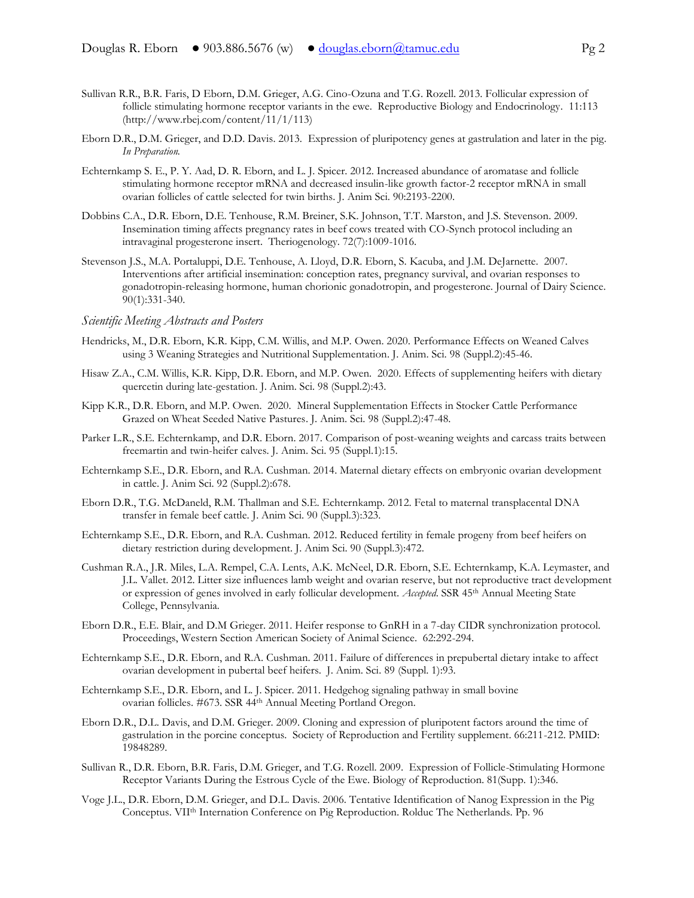Sullivan R.R., B.R. Faris, D Eborn, D.M. Grieger, A.G. Cino-Ozuna and T.G. Rozell. 2013. Follicular expression of follicle stimulating hormone receptor variants in the ewe. Reproductive Biology and Endocrinology. 11:113 (http://www.rbej.com/content/11/1/113)

Eborn D.R., D.M. Grieger, and D.D. Davis. 2013. Expression of pluripotency genes at gastrulation and later in the pig. *In Preparation.*

Echternkamp S. E., P. Y. Aad, D. R. Eborn, and L. J. Spicer. 2012. Increased abundance of aromatase and follicle stimulating hormone receptor mRNA and decreased insulin-like growth factor-2 receptor mRNA in small ovarian follicles of cattle selected for twin births. J. Anim Sci. 90:2193-2200.

Dobbins C.A., D.R. Eborn, D.E. Tenhouse, R.M. Breiner, S.K. Johnson, T.T. Marston, and J.S. Stevenson. 2009. Insemination timing affects pregnancy rates in beef cows treated with CO-Synch protocol including an intravaginal progesterone insert. Theriogenology. 72(7):1009-1016.

Stevenson J.S., M.A. Portaluppi, D.E. Tenhouse, A. Lloyd, D.R. Eborn, S. Kacuba, and J.M. DeJarnette. 2007. Interventions after artificial insemination: conception rates, pregnancy survival, and ovarian responses to gonadotropin-releasing hormone, human chorionic gonadotropin, and progesterone. Journal of Dairy Science. 90(1):331-340.

*Scientific Meeting Abstracts and Posters*

Hendricks, M., D.R. Eborn, K.R. Kipp, C.M. Willis, and M.P. Owen. 2020. Performance Effects on Weaned Calves using 3 Weaning Strategies and Nutritional Supplementation. J. Anim. Sci. 98 (Suppl.2):45-46.

Hisaw Z.A., C.M. Willis, K.R. Kipp, D.R. Eborn, and M.P. Owen. 2020. Effects of supplementing heifers with dietary quercetin during late-gestation. J. Anim. Sci. 98 (Suppl.2):43.

Kipp K.R., D.R. Eborn, and M.P. Owen. 2020. Mineral Supplementation Effects in Stocker Cattle Performance Grazed on Wheat Seeded Native Pastures. J. Anim. Sci. 98 (Suppl.2):47-48.

Parker L.R., S.E. Echternkamp, and D.R. Eborn. 2017. Comparison of post-weaning weights and carcass traits between freemartin and twin-heifer calves. J. Anim. Sci. 95 (Suppl.1):15.

Echternkamp S.E., D.R. Eborn, and R.A. Cushman. 2014. Maternal dietary effects on embryonic ovarian development in cattle. J. Anim Sci. 92 (Suppl.2):678.

Eborn D.R., T.G. McDaneld, R.M. Thallman and S.E. Echternkamp. 2012. Fetal to maternal transplacental DNA transfer in female beef cattle. J. Anim Sci. 90 (Suppl.3):323.

Echternkamp S.E., D.R. Eborn, and R.A. Cushman. 2012. Reduced fertility in female progeny from beef heifers on dietary restriction during development. J. Anim Sci. 90 (Suppl.3):472.

Cushman R.A., J.R. Miles, L.A. Rempel, C.A. Lents, A.K. McNeel, D.R. Eborn, S.E. Echternkamp, K.A. Leymaster, and J.L. Vallet. 2012. Litter size influences lamb weight and ovarian reserve, but not reproductive tract development or expression of genes involved in early follicular development. *Accepted*. SSR 45th Annual Meeting State College, Pennsylvania.

Eborn D.R., E.E. Blair, and D.M Grieger. 2011. Heifer response to GnRH in a 7-day CIDR synchronization protocol. Proceedings, Western Section American Society of Animal Science. 62:292-294.

Echternkamp S.E., D.R. Eborn, and R.A. Cushman. 2011. Failure of differences in prepubertal dietary intake to affect ovarian development in pubertal beef heifers. J. Anim. Sci. 89 (Suppl. 1):93.

Echternkamp S.E., D.R. Eborn, and L. J. Spicer. 2011. Hedgehog signaling pathway in small bovine ovarian follicles. #673. SSR 44th Annual Meeting Portland Oregon.

Eborn D.R., D.L. Davis, and D.M. Grieger. 2009. Cloning and expression of pluripotent factors around the time of gastrulation in the porcine conceptus. Society of Reproduction and Fertility supplement. 66:211-212. PMID: 19848289.

Sullivan R., D.R. Eborn, B.R. Faris, D.M. Grieger, and T.G. Rozell. 2009. Expression of Follicle-Stimulating Hormone Receptor Variants During the Estrous Cycle of the Ewe. Biology of Reproduction. 81(Supp. 1):346.

Voge J.L., D.R. Eborn, D.M. Grieger, and D.L. Davis. 2006. Tentative Identification of Nanog Expression in the Pig Conceptus. VIIth Internation Conference on Pig Reproduction. Rolduc The Netherlands. Pp. 96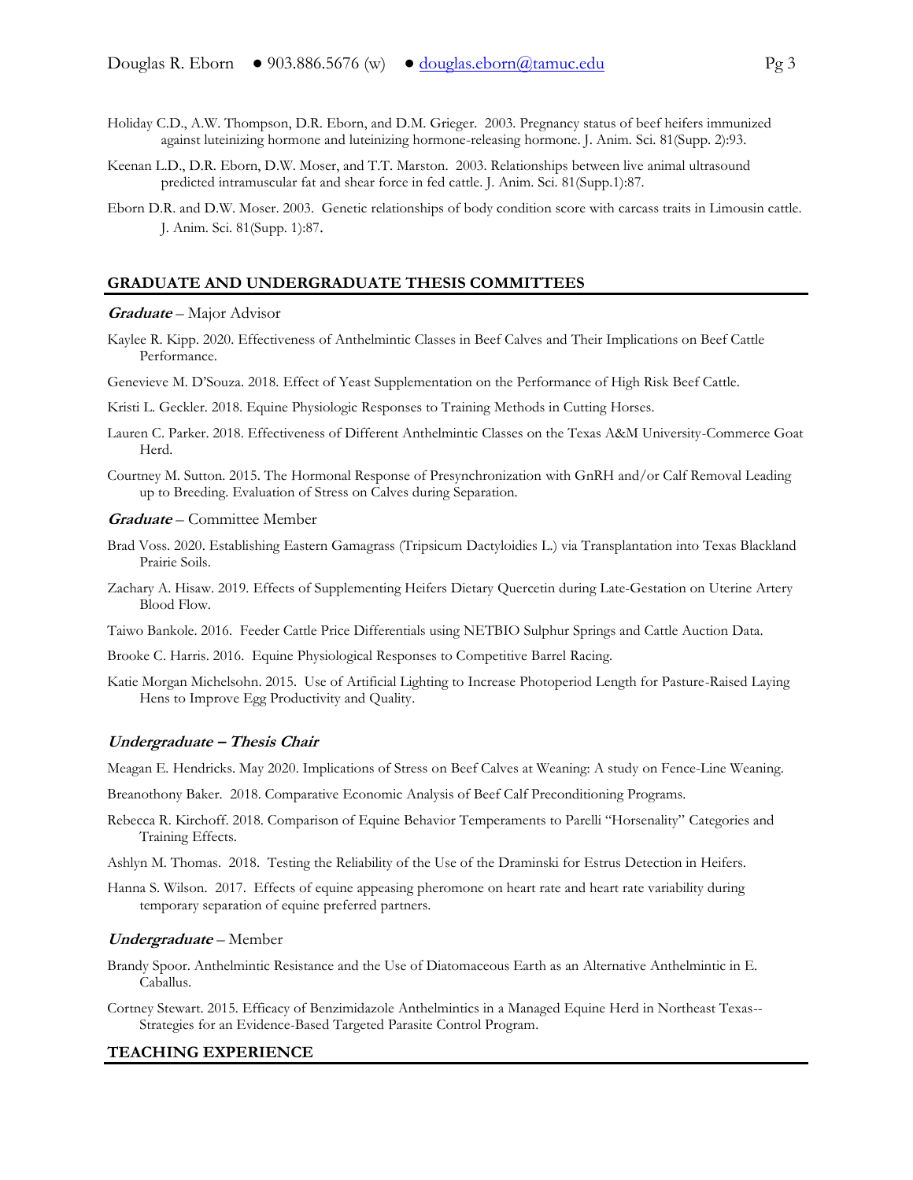Holiday C.D., A.W. Thompson, D.R. Eborn, and D.M. Grieger. 2003. Pregnancy status of beef heifers immunized against luteinizing hormone and luteinizing hormone-releasing hormone. J. Anim. Sci. 81(Supp. 2):93.

Keenan L.D., D.R. Eborn, D.W. Moser, and T.T. Marston. 2003. Relationships between live animal ultrasound predicted intramuscular fat and shear force in fed cattle. J. Anim. Sci. 81(Supp.1):87.

Eborn D.R. and D.W. Moser. 2003. Genetic relationships of body condition score with carcass traits in Limousin cattle. J. Anim. Sci. 81(Supp. 1):87.

## GRADUATE AND UNDERGRADUATE THESIS COMMITTEES

***Graduate*** – Major Advisor

Kaylee R. Kipp. 2020. Effectiveness of Anthelmintic Classes in Beef Calves and Their Implications on Beef Cattle Performance.

Genevieve M. D'Souza. 2018. Effect of Yeast Supplementation on the Performance of High Risk Beef Cattle.

Kristi L. Geckler. 2018. Equine Physiologic Responses to Training Methods in Cutting Horses.

Lauren C. Parker. 2018. Effectiveness of Different Anthelmintic Classes on the Texas A&M University-Commerce Goat Herd.

Courtney M. Sutton. 2015. The Hormonal Response of Presynchronization with GnRH and/or Calf Removal Leading up to Breeding. Evaluation of Stress on Calves during Separation.

***Graduate*** – Committee Member

Brad Voss. 2020. Establishing Eastern Gamagrass (Tripsicum Dactyloidies L.) via Transplantation into Texas Blackland Prairie Soils.

Zachary A. Hisaw. 2019. Effects of Supplementing Heifers Dietary Quercetin during Late-Gestation on Uterine Artery Blood Flow.

Taiwo Bankole. 2016. Feeder Cattle Price Differentials using NETBIO Sulphur Springs and Cattle Auction Data.

Brooke C. Harris. 2016. Equine Physiological Responses to Competitive Barrel Racing.

Katie Morgan Michelsohn. 2015. Use of Artificial Lighting to Increase Photoperiod Length for Pasture-Raised Laying Hens to Improve Egg Productivity and Quality.

***Undergraduate – Thesis Chair***

Meagan E. Hendricks. May 2020. Implications of Stress on Beef Calves at Weaning: A study on Fence-Line Weaning.

Breanothony Baker. 2018. Comparative Economic Analysis of Beef Calf Preconditioning Programs.

Rebecca R. Kirchoff. 2018. Comparison of Equine Behavior Temperaments to Parelli "Horsenality" Categories and Training Effects.

Ashlyn M. Thomas. 2018. Testing the Reliability of the Use of the Draminski for Estrus Detection in Heifers.

Hanna S. Wilson. 2017. Effects of equine appeasing pheromone on heart rate and heart rate variability during temporary separation of equine preferred partners.

***Undergraduate*** – Member

Brandy Spoor. Anthelmintic Resistance and the Use of Diatomaceous Earth as an Alternative Anthelmintic in E. Caballus.

Cortney Stewart. 2015. Efficacy of Benzimidazole Anthelmintics in a Managed Equine Herd in Northeast Texas--Strategies for an Evidence-Based Targeted Parasite Control Program.

## TEACHING EXPERIENCE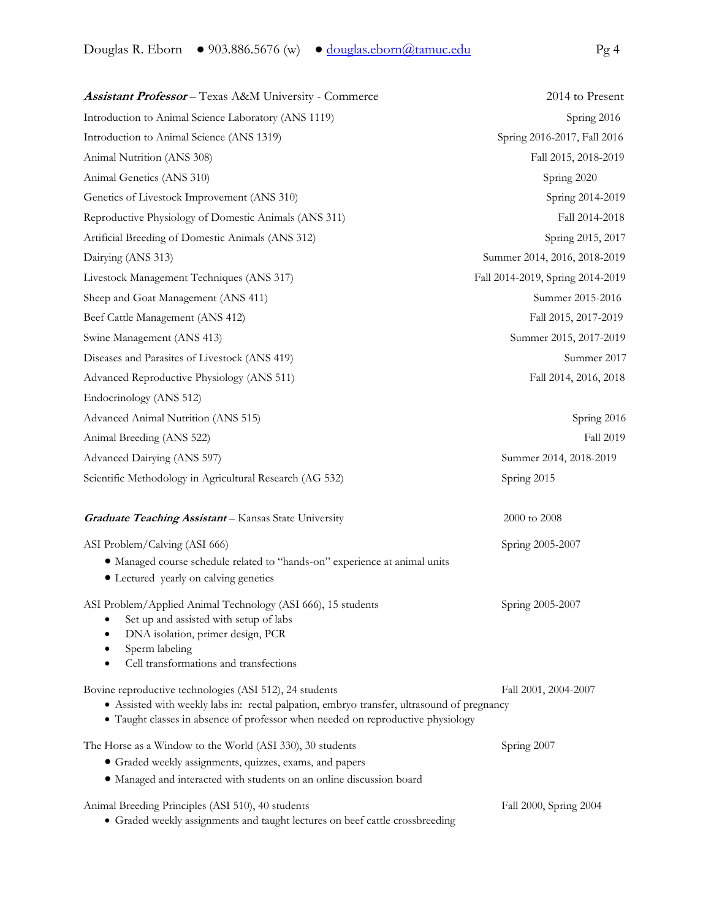***Assistant Professor*** – Texas A&M University - Commerce 2014 to Present

| | |
|---|---|
| Introduction to Animal Science Laboratory (ANS 1119) | Spring 2016 |
| Introduction to Animal Science (ANS 1319) | Spring 2016-2017, Fall 2016 |
| Animal Nutrition (ANS 308) | Fall 2015, 2018-2019 |
| Animal Genetics (ANS 310) | Spring 2020 |
| Genetics of Livestock Improvement (ANS 310) | Spring 2014-2019 |
| Reproductive Physiology of Domestic Animals (ANS 311) | Fall 2014-2018 |
| Artificial Breeding of Domestic Animals (ANS 312) | Spring 2015, 2017 |
| Dairying (ANS 313) | Summer 2014, 2016, 2018-2019 |
| Livestock Management Techniques (ANS 317) | Fall 2014-2019, Spring 2014-2019 |
| Sheep and Goat Management (ANS 411) | Summer 2015-2016 |
| Beef Cattle Management (ANS 412) | Fall 2015, 2017-2019 |
| Swine Management (ANS 413) | Summer 2015, 2017-2019 |
| Diseases and Parasites of Livestock (ANS 419) | Summer 2017 |
| Advanced Reproductive Physiology (ANS 511) | Fall 2014, 2016, 2018 |
| Endocrinology (ANS 512) | |
| Advanced Animal Nutrition (ANS 515) | Spring 2016 |
| Animal Breeding (ANS 522) | Fall 2019 |
| Advanced Dairying (ANS 597) | Summer 2014, 2018-2019 |
| Scientific Methodology in Agricultural Research (AG 532) | Spring 2015 |

***Graduate Teaching Assistant*** – Kansas State University 2000 to 2008

ASI Problem/Calving (ASI 666) Spring 2005-2007

- Managed course schedule related to "hands-on" experience at animal units
- Lectured yearly on calving genetics

ASI Problem/Applied Animal Technology (ASI 666), 15 students Spring 2005-2007

- Set up and assisted with setup of labs
- DNA isolation, primer design, PCR
- Sperm labeling
- Cell transformations and transfections

Bovine reproductive technologies (ASI 512), 24 students Fall 2001, 2004-2007

- Assisted with weekly labs in: rectal palpation, embryo transfer, ultrasound of pregnancy
- Taught classes in absence of professor when needed on reproductive physiology

The Horse as a Window to the World (ASI 330), 30 students Spring 2007

- Graded weekly assignments, quizzes, exams, and papers
- Managed and interacted with students on an online discussion board

Animal Breeding Principles (ASI 510), 40 students Fall 2000, Spring 2004

- Graded weekly assignments and taught lectures on beef cattle crossbreeding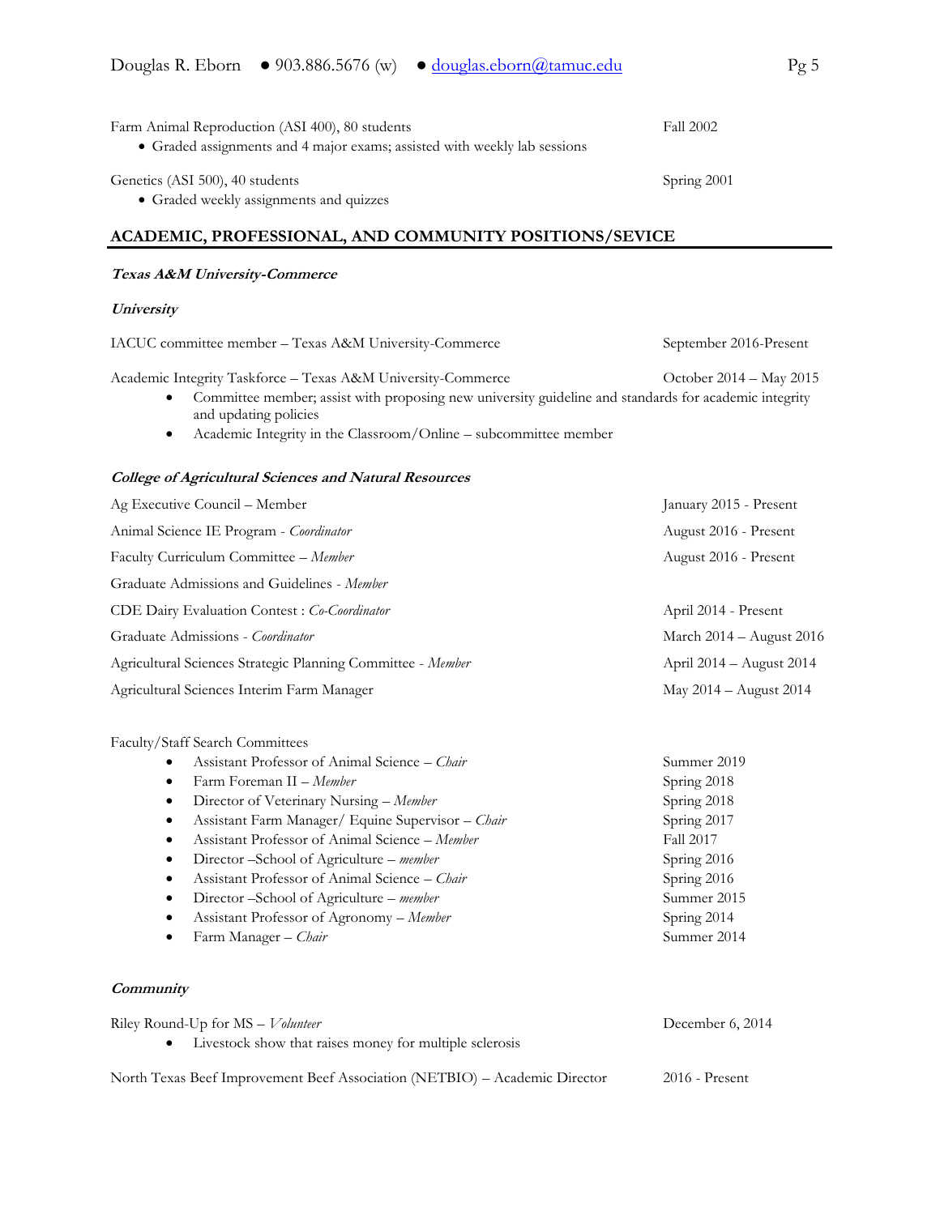Farm Animal Reproduction (ASI 400), 80 students — Fall 2002

- Graded assignments and 4 major exams; assisted with weekly lab sessions

Genetics (ASI 500), 40 students — Spring 2001

- Graded weekly assignments and quizzes

## ACADEMIC, PROFESSIONAL, AND COMMUNITY POSITIONS/SEVICE

### *Texas A&M University-Commerce*

#### *University*

IACUC committee member – Texas A&M University-Commerce — September 2016-Present

Academic Integrity Taskforce – Texas A&M University-Commerce — October 2014 – May 2015

- Committee member; assist with proposing new university guideline and standards for academic integrity and updating policies
- Academic Integrity in the Classroom/Online – subcommittee member

#### *College of Agricultural Sciences and Natural Resources*

Ag Executive Council – Member — January 2015 - Present

Animal Science IE Program - *Coordinator* — August 2016 - Present

Faculty Curriculum Committee – *Member* — August 2016 - Present

Graduate Admissions and Guidelines - *Member*

CDE Dairy Evaluation Contest : *Co-Coordinator* — April 2014 - Present

Graduate Admissions - *Coordinator* — March 2014 – August 2016

Agricultural Sciences Strategic Planning Committee - *Member* — April 2014 – August 2014

Agricultural Sciences Interim Farm Manager — May 2014 – August 2014

Faculty/Staff Search Committees

- Assistant Professor of Animal Science – *Chair* — Summer 2019
- Farm Foreman II – *Member* — Spring 2018
- Director of Veterinary Nursing – *Member* — Spring 2018
- Assistant Farm Manager/ Equine Supervisor – *Chair* — Spring 2017
- Assistant Professor of Animal Science – *Member* — Fall 2017
- Director –School of Agriculture – *member* — Spring 2016
- Assistant Professor of Animal Science – *Chair* — Spring 2016
- Director –School of Agriculture – *member* — Summer 2015
- Assistant Professor of Agronomy – *Member* — Spring 2014
- Farm Manager – *Chair* — Summer 2014

#### *Community*

Riley Round-Up for MS – *Volunteer* — December 6, 2014

- Livestock show that raises money for multiple sclerosis

North Texas Beef Improvement Beef Association (NETBIO) – Academic Director — 2016 - Present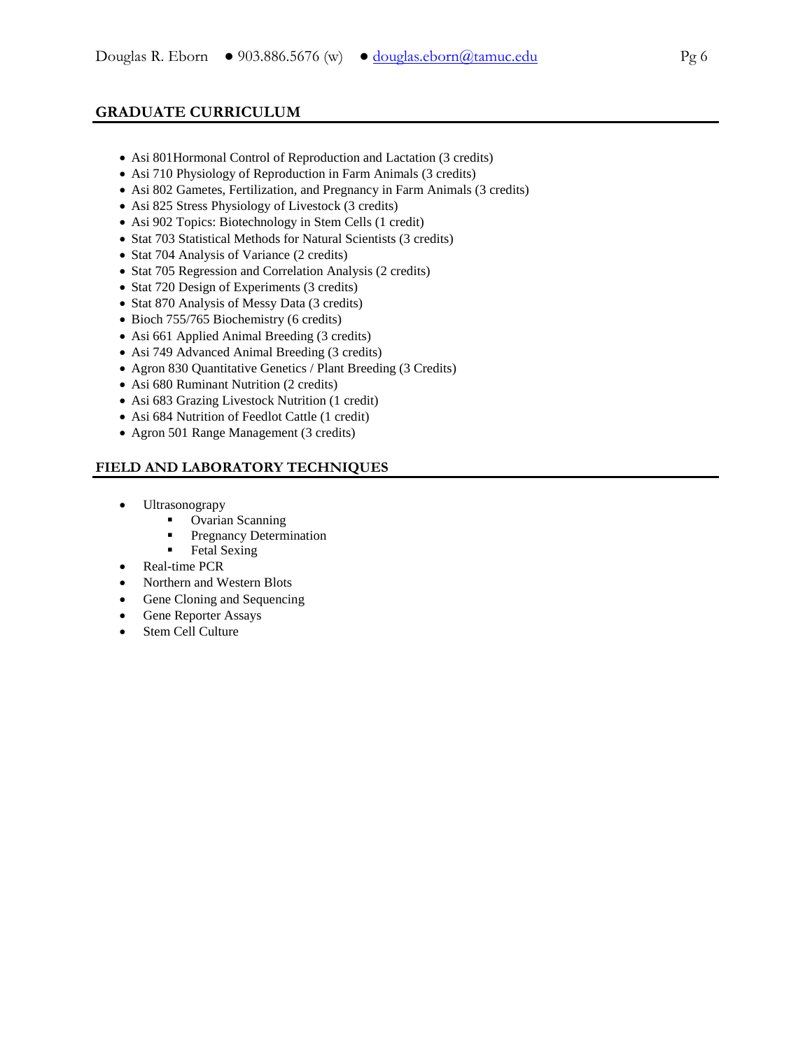## GRADUATE CURRICULUM

- Asi 801Hormonal Control of Reproduction and Lactation (3 credits)
- Asi 710 Physiology of Reproduction in Farm Animals (3 credits)
- Asi 802 Gametes, Fertilization, and Pregnancy in Farm Animals (3 credits)
- Asi 825 Stress Physiology of Livestock (3 credits)
- Asi 902 Topics: Biotechnology in Stem Cells (1 credit)
- Stat 703 Statistical Methods for Natural Scientists (3 credits)
- Stat 704 Analysis of Variance (2 credits)
- Stat 705 Regression and Correlation Analysis (2 credits)
- Stat 720 Design of Experiments (3 credits)
- Stat 870 Analysis of Messy Data (3 credits)
- Bioch 755/765 Biochemistry (6 credits)
- Asi 661 Applied Animal Breeding (3 credits)
- Asi 749 Advanced Animal Breeding (3 credits)
- Agron 830 Quantitative Genetics / Plant Breeding (3 Credits)
- Asi 680 Ruminant Nutrition (2 credits)
- Asi 683 Grazing Livestock Nutrition (1 credit)
- Asi 684 Nutrition of Feedlot Cattle (1 credit)
- Agron 501 Range Management (3 credits)

## FIELD AND LABORATORY TECHNIQUES

- Ultrasonograpy
  - Ovarian Scanning
  - Pregnancy Determination
  - Fetal Sexing
- Real-time PCR
- Northern and Western Blots
- Gene Cloning and Sequencing
- Gene Reporter Assays
- Stem Cell Culture